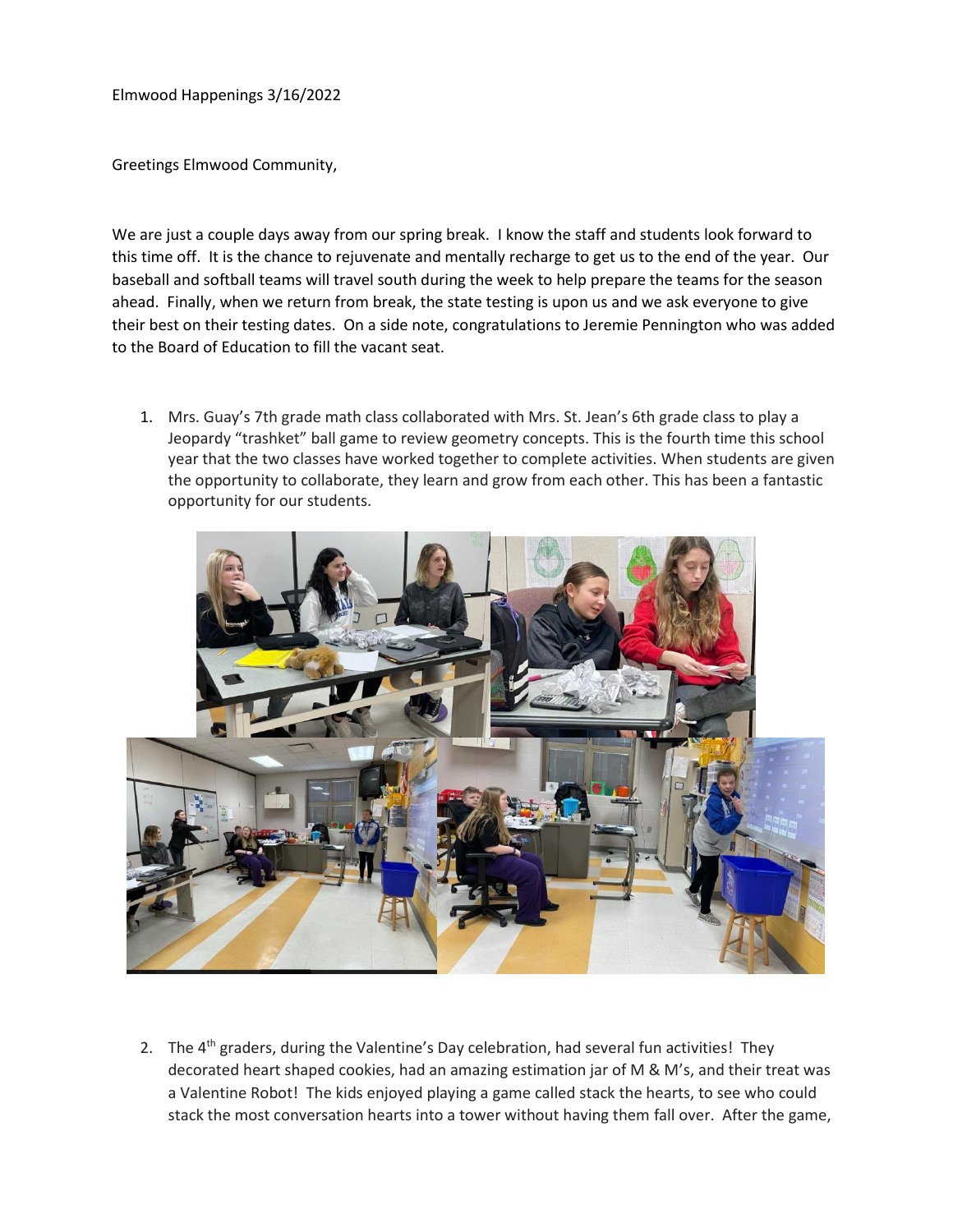Elmwood Happenings 3/16/2022

Greetings Elmwood Community,

We are just a couple days away from our spring break. I know the staff and students look forward to this time off. It is the chance to rejuvenate and mentally recharge to get us to the end of the year. Our baseball and softball teams will travel south during the week to help prepare the teams for the season ahead. Finally, when we return from break, the state testing is upon us and we ask everyone to give their best on their testing dates. On a side note, congratulations to Jeremie Pennington who was added to the Board of Education to fill the vacant seat.

1. Mrs. Guay's 7th grade math class collaborated with Mrs. St. Jean's 6th grade class to play a Jeopardy "trashket" ball game to review geometry concepts. This is the fourth time this school year that the two classes have worked together to complete activities. When students are given the opportunity to collaborate, they learn and grow from each other. This has been a fantastic opportunity for our students.

2. The 4th graders, during the Valentine's Day celebration, had several fun activities! They decorated heart shaped cookies, had an amazing estimation jar of M & M's, and their treat was a Valentine Robot! The kids enjoyed playing a game called stack the hearts, to see who could stack the most conversation hearts into a tower without having them fall over. After the game,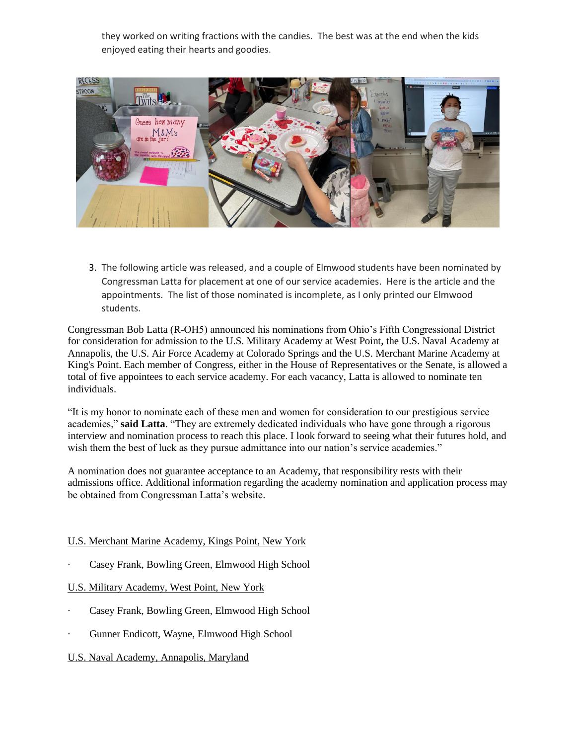they worked on writing fractions with the candies. The best was at the end when the kids enjoyed eating their hearts and goodies.

3. The following article was released, and a couple of Elmwood students have been nominated by Congressman Latta for placement at one of our service academies. Here is the article and the appointments. The list of those nominated is incomplete, as I only printed our Elmwood students.

Congressman Bob Latta (R-OH5) announced his nominations from Ohio's Fifth Congressional District for consideration for admission to the U.S. Military Academy at West Point, the U.S. Naval Academy at Annapolis, the U.S. Air Force Academy at Colorado Springs and the U.S. Merchant Marine Academy at King's Point. Each member of Congress, either in the House of Representatives or the Senate, is allowed a total of five appointees to each service academy. For each vacancy, Latta is allowed to nominate ten individuals.

"It is my honor to nominate each of these men and women for consideration to our prestigious service academies," **said Latta**. "They are extremely dedicated individuals who have gone through a rigorous interview and nomination process to reach this place. I look forward to seeing what their futures hold, and wish them the best of luck as they pursue admittance into our nation's service academies."

A nomination does not guarantee acceptance to an Academy, that responsibility rests with their admissions office. Additional information regarding the academy nomination and application process may be obtained from Congressman Latta's website.

U.S. Merchant Marine Academy, Kings Point, New York

- Casey Frank, Bowling Green, Elmwood High School

U.S. Military Academy, West Point, New York

- Casey Frank, Bowling Green, Elmwood High School
- Gunner Endicott, Wayne, Elmwood High School

U.S. Naval Academy, Annapolis, Maryland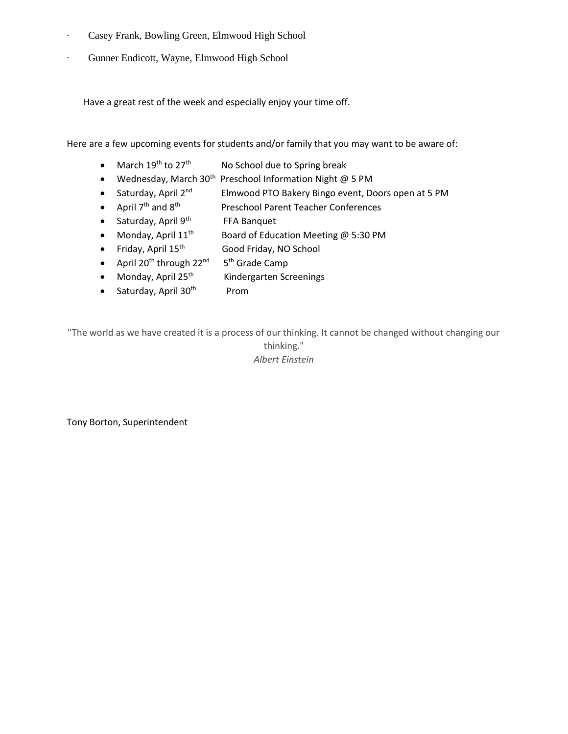- Casey Frank, Bowling Green, Elmwood High School
- Gunner Endicott, Wayne, Elmwood High School

Have a great rest of the week and especially enjoy your time off.

Here are a few upcoming events for students and/or family that you may want to be aware of:

- March 19th to 27th No School due to Spring break
- Wednesday, March 30th Preschool Information Night @ 5 PM
- Saturday, April 2nd Elmwood PTO Bakery Bingo event, Doors open at 5 PM
- April 7th and 8th Preschool Parent Teacher Conferences
- Saturday, April 9th FFA Banquet
- Monday, April 11th Board of Education Meeting @ 5:30 PM
- Friday, April 15th Good Friday, NO School
- April 20th through 22nd 5th Grade Camp
- Monday, April 25th Kindergarten Screenings
- Saturday, April 30th Prom

"The world as we have created it is a process of our thinking. It cannot be changed without changing our thinking."
*Albert Einstein*

Tony Borton, Superintendent